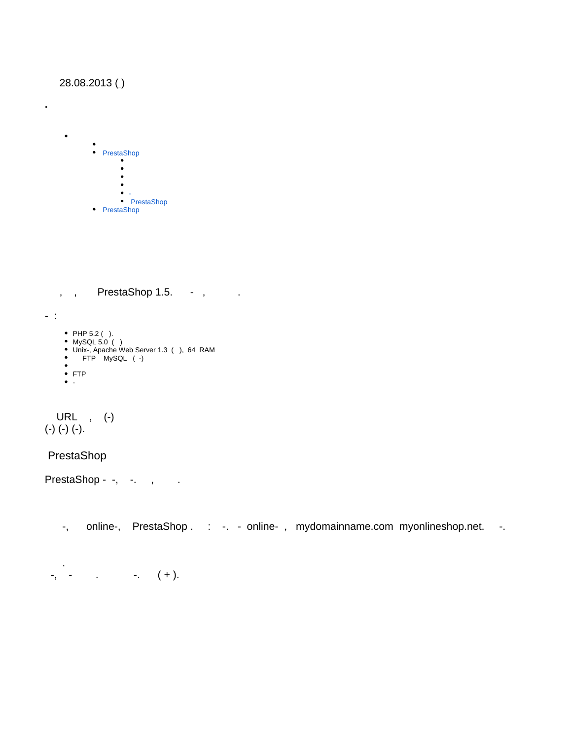28.08.2013 ( )

.

- 
  - 
  - PrestaShop
    - 
    - 
    - 
    - 
    - -
    - PrestaShop
  - PrestaShop

, , PrestaShop 1.5. - , .

- :

- PHP 5.2 ( ).
- MySQL 5.0 ( )
- Unix-, Apache Web Server 1.3 ( ), 64 RAM
- FTP MySQL ( -)
- 
- FTP
- -

URL , (-)
(-) (-) (-).

PrestaShop

PrestaShop - -, -. , .

-, online-, PrestaShop . : -. - online- , mydomainname.com myonlineshop.net. -.

.
-, - . -. ( + ).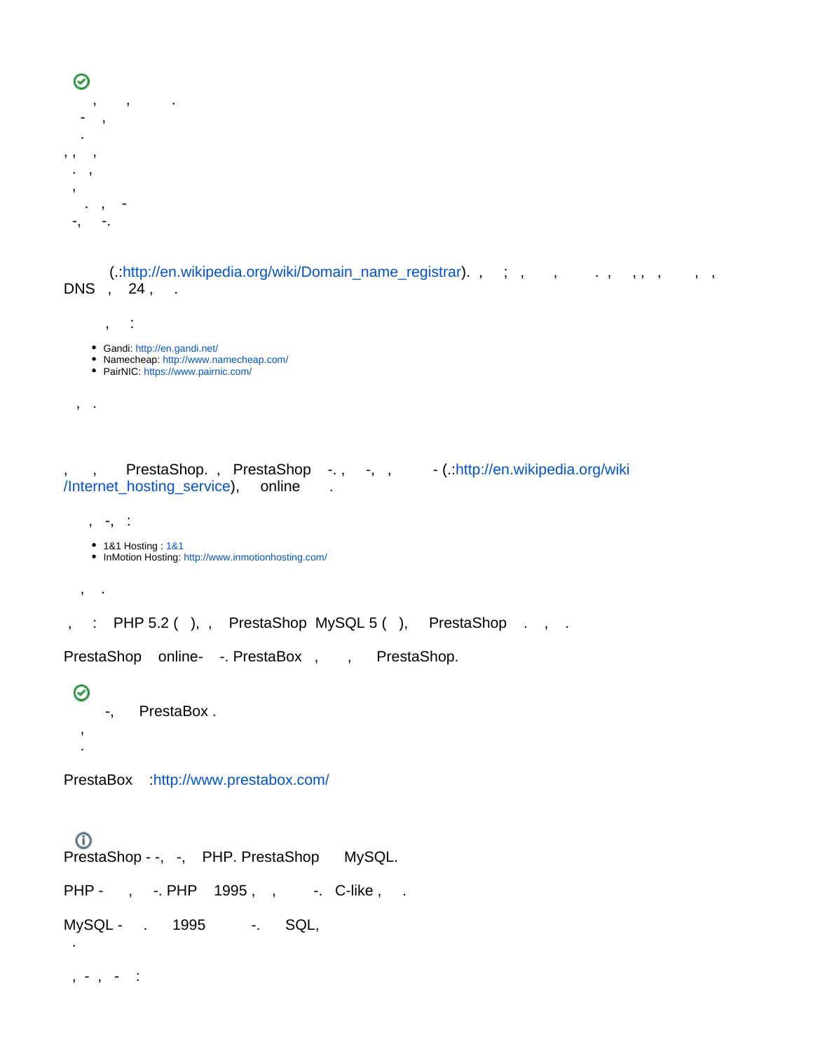, , .
- ,
.
, , ,
. ,
,
. , -
-, -.

(.:http://en.wikipedia.org/wiki/Domain_name_registrar). , ; , , . , , , , , ,
DNS , 24 , .

, :

- Gandi: http://en.gandi.net/
- Namecheap: http://www.namecheap.com/
- PairNIC: https://www.pairnic.com/

, .

, , PrestaShop. , PrestaShop -. , -, , - (.:http://en.wikipedia.org/wiki/Internet_hosting_service), online .

, -, :

- 1&1 Hosting : 1&1
- InMotion Hosting: http://www.inmotionhosting.com/

, .

, : PHP 5.2 ( ), , PrestaShop MySQL 5 ( ), PrestaShop . , .

PrestaShop online- -. PrestaBox , , PrestaShop.

-, PrestaBox .
,
.

PrestaBox :http://www.prestabox.com/

PrestaShop - -, -, PHP. PrestaShop MySQL.

PHP - , -. PHP 1995 , , -. C-like , .

MySQL - . 1995 -. SQL,
.

, - , - :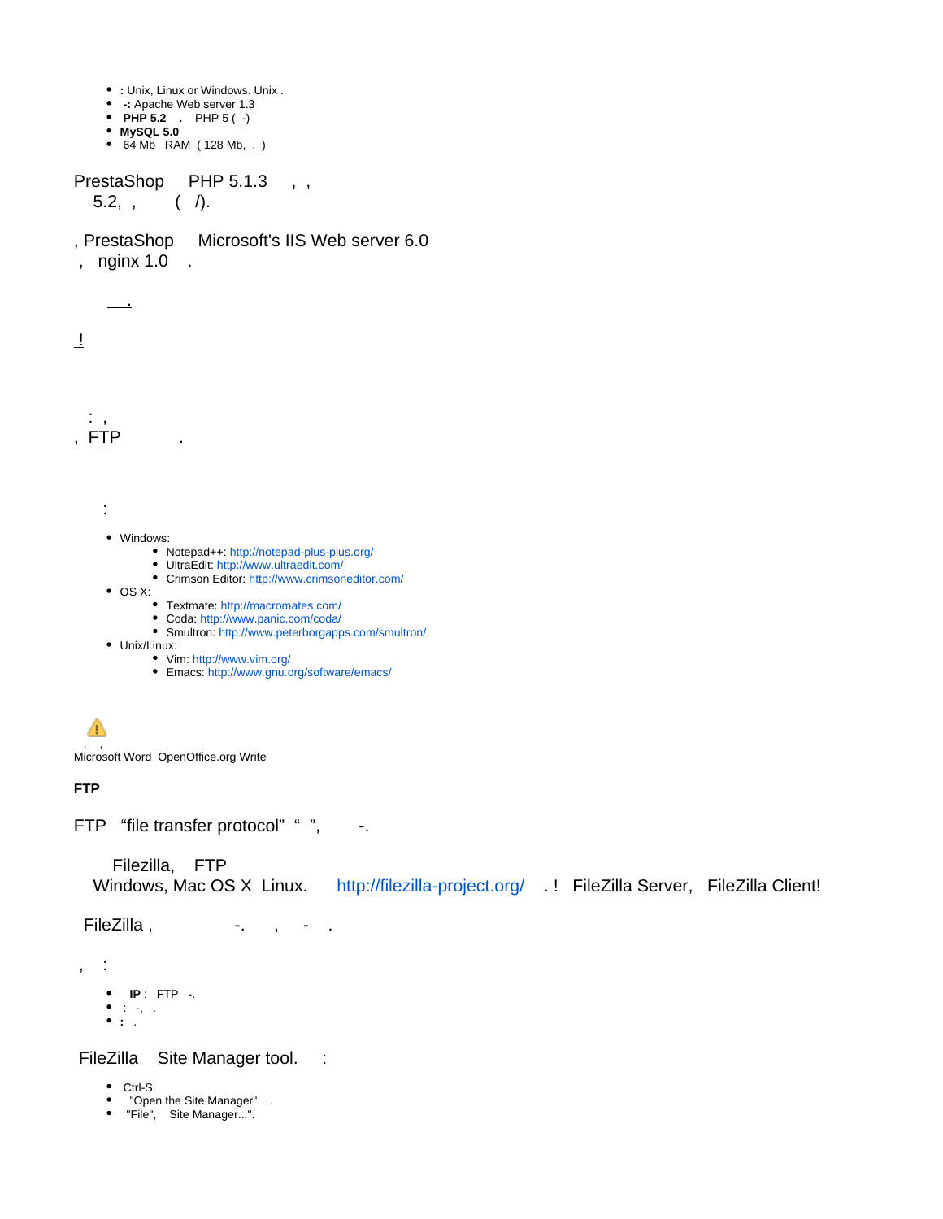- **:** Unix, Linux or Windows. Unix .
- **-:** Apache Web server 1.3
- **PHP 5.2** . PHP 5 ( -)
- **MySQL 5.0**
- 64 Mb RAM ( 128 Mb, , )

PrestaShop PHP 5.1.3 , , 5.2, , ( /).

, PrestaShop Microsoft's IIS Web server 6.0 , nginx 1.0 .

.

!

: , , FTP .

:

- Windows:
  - Notepad++: http://notepad-plus-plus.org/
  - UltraEdit: http://www.ultraedit.com/
  - Crimson Editor: http://www.crimsoneditor.com/
- OS X:
  - Textmate: http://macromates.com/
  - Coda: http://www.panic.com/coda/
  - Smultron: http://www.peterborgapps.com/smultron/
- Unix/Linux:
  - Vim: http://www.vim.org/
  - Emacs: http://www.gnu.org/software/emacs/

, , Microsoft Word OpenOffice.org Write

**FTP**

FTP "file transfer protocol" " ", -.

Filezilla, FTP Windows, Mac OS X Linux. http://filezilla-project.org/ . ! FileZilla Server, FileZilla Client!

FileZilla , -. , - .

, :

- **IP** : FTP -.
- : -, .
- **:** .

FileZilla Site Manager tool. :

- Ctrl-S.
- "Open the Site Manager" .
- "File", Site Manager...".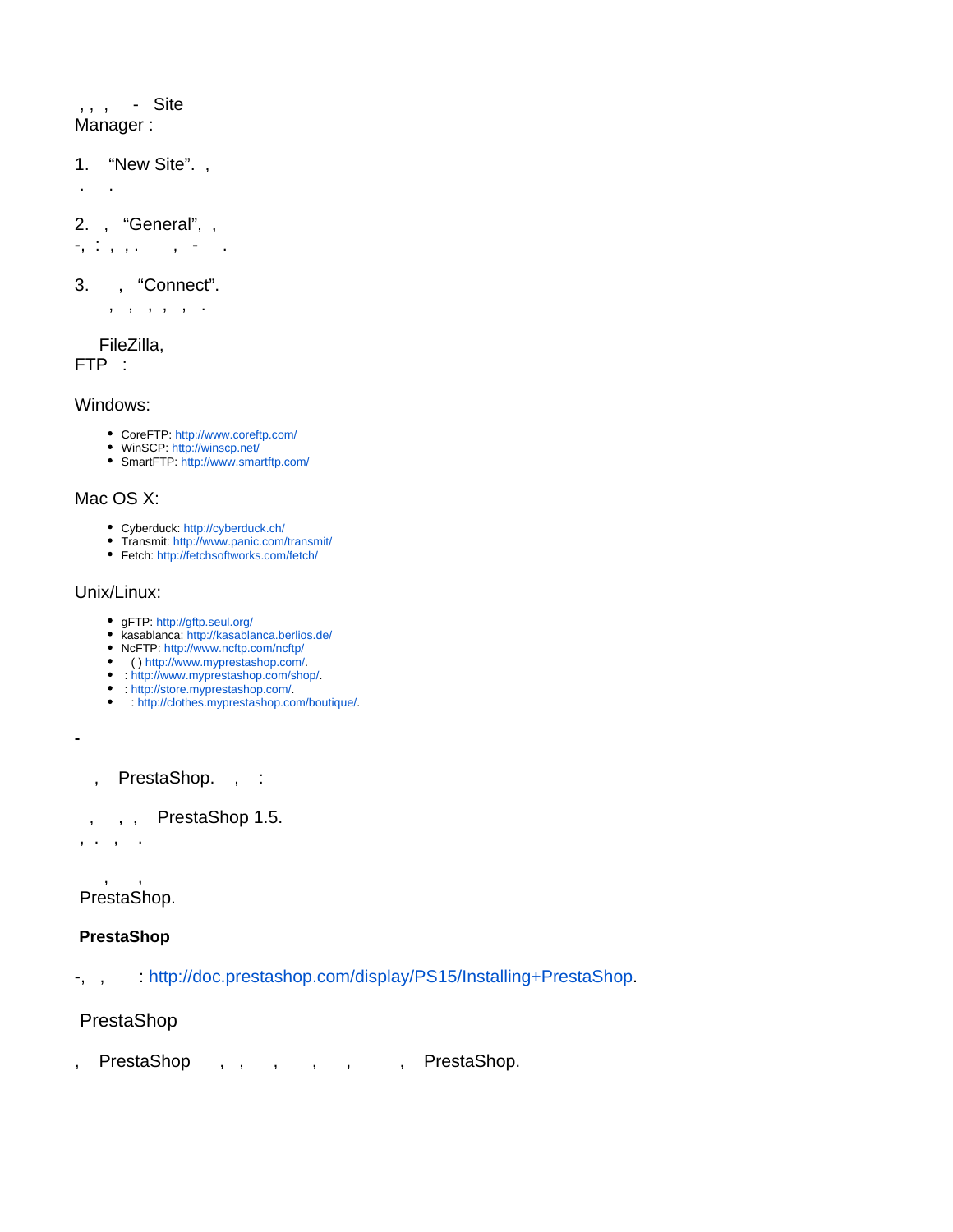, , ,   -  Site Manager :

1. “New Site”. ,
   .   .

2. , “General”, ,
   -, : , , .   , -   .

3.   , “Connect”.
   , , , , , .

FileZilla, FTP :

Windows:

- CoreFTP: http://www.coreftp.com/
- WinSCP: http://winscp.net/
- SmartFTP: http://www.smartftp.com/

Mac OS X:

- Cyberduck: http://cyberduck.ch/
- Transmit: http://www.panic.com/transmit/
- Fetch: http://fetchsoftworks.com/fetch/

Unix/Linux:

- gFTP: http://gftp.seul.org/
- kasablanca: http://kasablanca.berlios.de/
- NcFTP: http://www.ncftp.com/ncftp/
- ( ) http://www.myprestashop.com/.
- : http://www.myprestashop.com/shop/.
- : http://store.myprestashop.com/.
- : http://clothes.myprestashop.com/boutique/.

**-**

, PrestaShop. , :

, , , PrestaShop 1.5.
, . , .

, ,
PrestaShop.

**PrestaShop**

-, , : http://doc.prestashop.com/display/PS15/Installing+PrestaShop.

PrestaShop

, PrestaShop , , , , , , PrestaShop.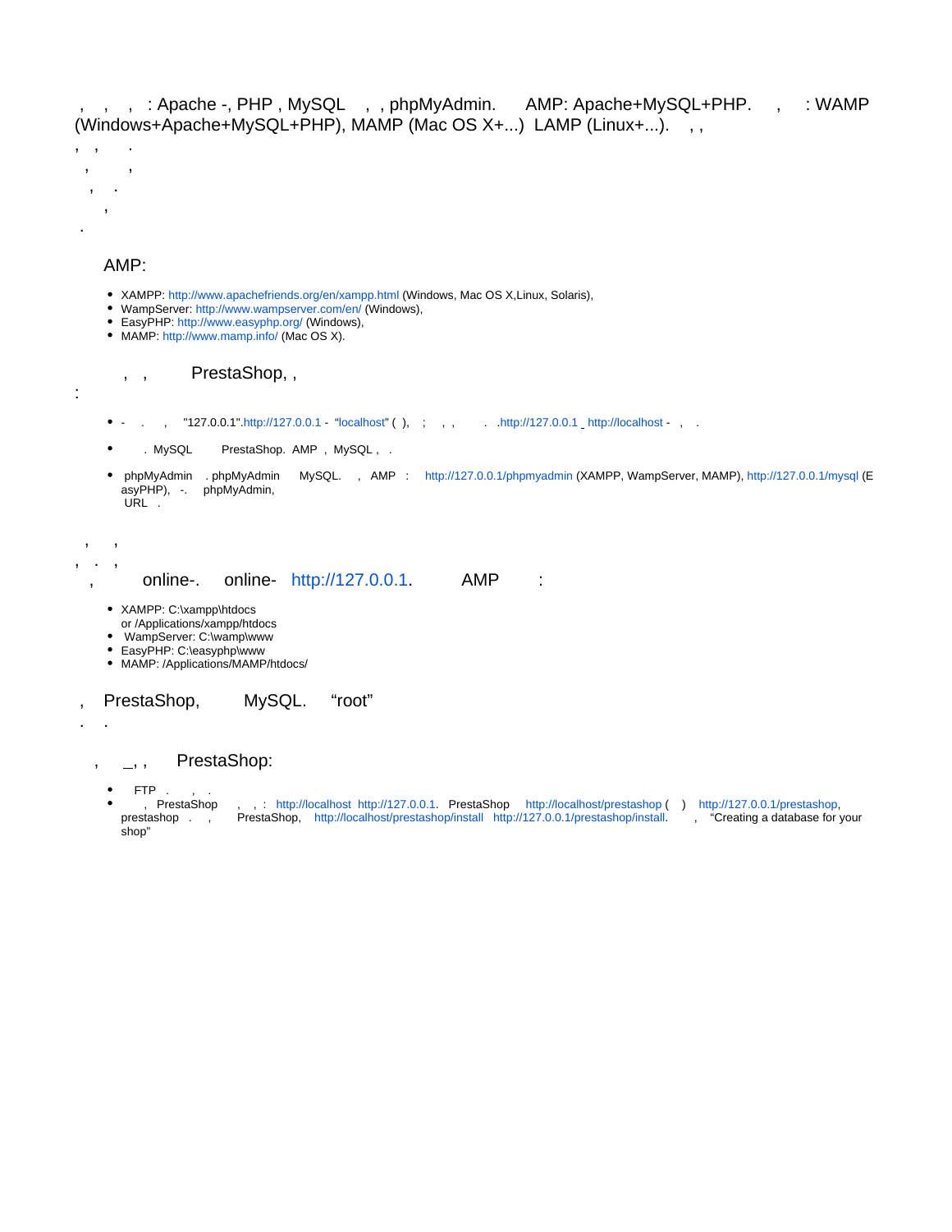, , , : Apache -, PHP , MySQL , , phpMyAdmin. AMP: Apache+MySQL+PHP. , : WAMP (Windows+Apache+MySQL+PHP), MAMP (Mac OS X+...) LAMP (Linux+...). , ,

, , .

, ,

, .

,

.

AMP:

- XAMPP: http://www.apachefriends.org/en/xampp.html (Windows, Mac OS X,Linux, Solaris),
- WampServer: http://www.wampserver.com/en/ (Windows),
- EasyPHP: http://www.easyphp.org/ (Windows),
- MAMP: http://www.mamp.info/ (Mac OS X).

, , PrestaShop, ,

:

- - . , "127.0.0.1".http://127.0.0.1 - "localhost" ( ), ; , , . .http://127.0.0.1 http://localhost - , .
- . MySQL PrestaShop. AMP , MySQL , .
- phpMyAdmin . phpMyAdmin MySQL. , AMP : http://127.0.0.1/phpmyadmin (XAMPP, WampServer, MAMP), http://127.0.0.1/mysql (EasyPHP), -. phpMyAdmin, URL .

, ,

, . ,

, online-. online- http://127.0.0.1. AMP :

- XAMPP: C:\xampp\htdocs or /Applications/xampp/htdocs
- WampServer: C:\wamp\www
- EasyPHP: C:\easyphp\www
- MAMP: /Applications/MAMP/htdocs/

, PrestaShop, MySQL. "root"

. .

, _, , PrestaShop:

- FTP . , .
- , PrestaShop , , : http://localhost http://127.0.0.1. PrestaShop http://localhost/prestashop ( ) http://127.0.0.1/prestashop, prestashop . , PrestaShop, http://localhost/prestashop/install http://127.0.0.1/prestashop/install. , "Creating a database for your shop"